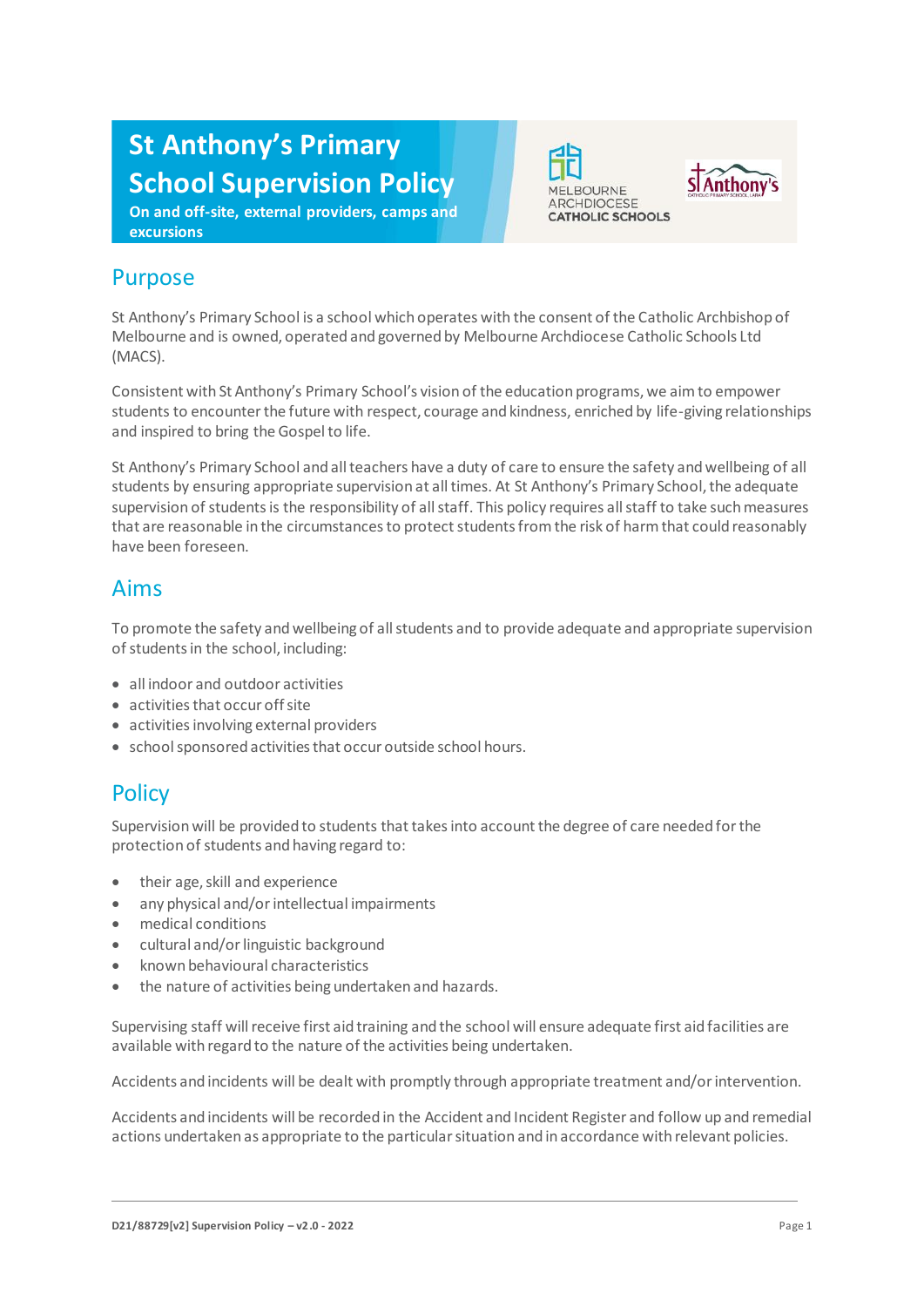# St Anthony's Primary School Supervision Policy

**On and off-site, external providers, camps and excursions**

MELBOURNE ARCHDIOCESE CATHOLIC SCHOOLS

## Purpose

St Anthony's Primary School is a school which operates with the consent of the Catholic Archbishop of Melbourne and is owned, operated and governed by Melbourne Archdiocese Catholic Schools Ltd (MACS).

Consistent with St Anthony's Primary School's vision of the education programs, we aim to empower students to encounter the future with respect, courage and kindness, enriched by life-giving relationships and inspired to bring the Gospel to life.

St Anthony's Primary School and all teachers have a duty of care to ensure the safety and wellbeing of all students by ensuring appropriate supervision at all times. At St Anthony's Primary School, the adequate supervision of students is the responsibility of all staff. This policy requires all staff to take such measures that are reasonable in the circumstances to protect students from the risk of harm that could reasonably have been foreseen.

## Aims

To promote the safety and wellbeing of all students and to provide adequate and appropriate supervision of students in the school, including:

- all indoor and outdoor activities
- activities that occur off site
- activities involving external providers
- school sponsored activities that occur outside school hours.

## Policy

Supervision will be provided to students that takes into account the degree of care needed for the protection of students and having regard to:

- their age, skill and experience
- any physical and/or intellectual impairments
- medical conditions
- cultural and/or linguistic background
- known behavioural characteristics
- the nature of activities being undertaken and hazards.

Supervising staff will receive first aid training and the school will ensure adequate first aid facilities are available with regard to the nature of the activities being undertaken.

Accidents and incidents will be dealt with promptly through appropriate treatment and/or intervention.

Accidents and incidents will be recorded in the Accident and Incident Register and follow up and remedial actions undertaken as appropriate to the particular situation and in accordance with relevant policies.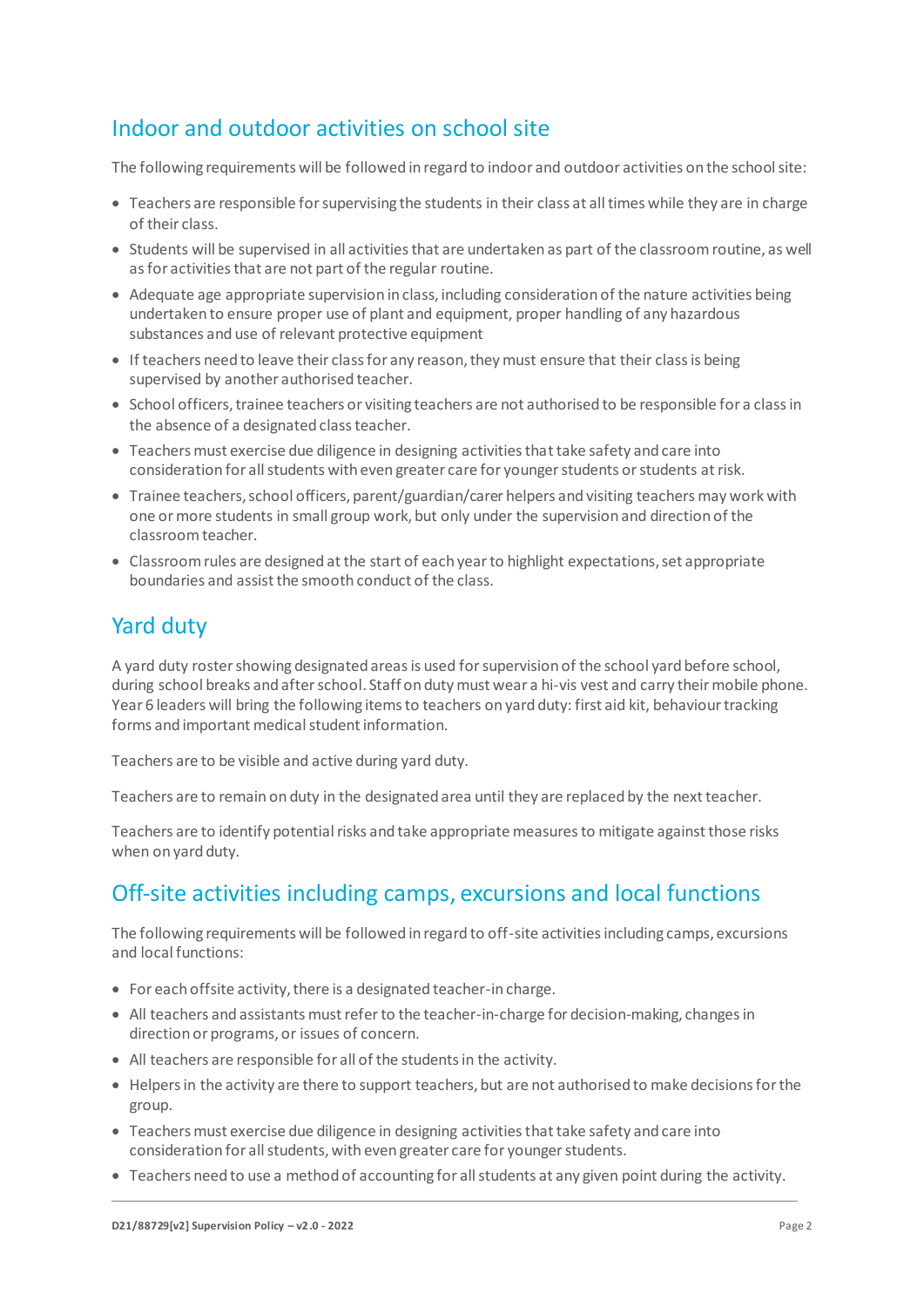## Indoor and outdoor activities on school site

The following requirements will be followed in regard to indoor and outdoor activities on the school site:

- Teachers are responsible for supervising the students in their class at all times while they are in charge of their class.
- Students will be supervised in all activities that are undertaken as part of the classroom routine, as well as for activities that are not part of the regular routine.
- Adequate age appropriate supervision in class, including consideration of the nature activities being undertaken to ensure proper use of plant and equipment, proper handling of any hazardous substances and use of relevant protective equipment
- If teachers need to leave their class for any reason, they must ensure that their class is being supervised by another authorised teacher.
- School officers, trainee teachers or visiting teachers are not authorised to be responsible for a class in the absence of a designated class teacher.
- Teachers must exercise due diligence in designing activities that take safety and care into consideration for all students with even greater care for younger students or students at risk.
- Trainee teachers, school officers, parent/guardian/carer helpers and visiting teachers may work with one or more students in small group work, but only under the supervision and direction of the classroom teacher.
- Classroom rules are designed at the start of each year to highlight expectations, set appropriate boundaries and assist the smooth conduct of the class.

## Yard duty

A yard duty roster showing designated areas is used for supervision of the school yard before school, during school breaks and after school. Staff on duty must wear a hi-vis vest and carry their mobile phone. Year 6 leaders will bring the following items to teachers on yard duty: first aid kit, behaviour tracking forms and important medical student information.

Teachers are to be visible and active during yard duty.

Teachers are to remain on duty in the designated area until they are replaced by the next teacher.

Teachers are to identify potential risks and take appropriate measures to mitigate against those risks when on yard duty.

## Off-site activities including camps, excursions and local functions

The following requirements will be followed in regard to off-site activities including camps, excursions and local functions:

- For each offsite activity, there is a designated teacher-in charge.
- All teachers and assistants must refer to the teacher-in-charge for decision-making, changes in direction or programs, or issues of concern.
- All teachers are responsible for all of the students in the activity.
- Helpers in the activity are there to support teachers, but are not authorised to make decisions for the group.
- Teachers must exercise due diligence in designing activities that take safety and care into consideration for all students, with even greater care for younger students.
- Teachers need to use a method of accounting for all students at any given point during the activity.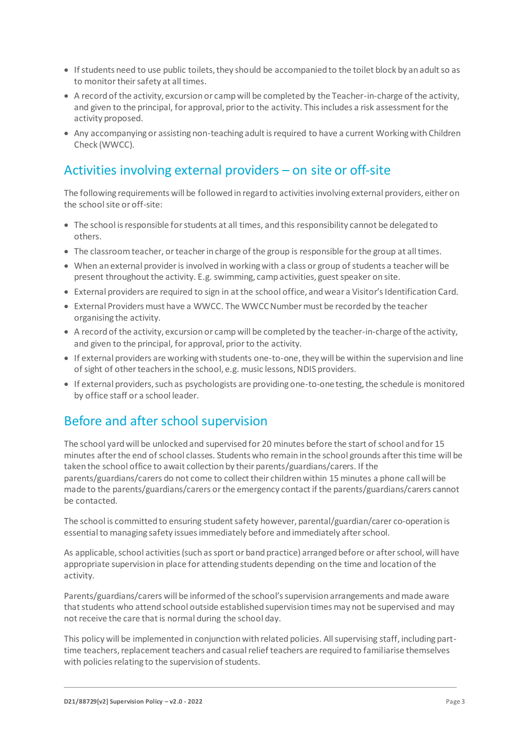- If students need to use public toilets, they should be accompanied to the toilet block by an adult so as to monitor their safety at all times.
- A record of the activity, excursion or camp will be completed by the Teacher-in-charge of the activity, and given to the principal, for approval, prior to the activity. This includes a risk assessment for the activity proposed.
- Any accompanying or assisting non-teaching adult is required to have a current Working with Children Check (WWCC).

## Activities involving external providers – on site or off-site

The following requirements will be followed in regard to activities involving external providers, either on the school site or off-site:

- The school is responsible for students at all times, and this responsibility cannot be delegated to others.
- The classroom teacher, or teacher in charge of the group is responsible for the group at all times.
- When an external provider is involved in working with a class or group of students a teacher will be present throughout the activity. E.g. swimming, camp activities, guest speaker on site.
- External providers are required to sign in at the school office, and wear a Visitor's Identification Card.
- External Providers must have a WWCC. The WWCC Number must be recorded by the teacher organising the activity.
- A record of the activity, excursion or camp will be completed by the teacher-in-charge of the activity, and given to the principal, for approval, prior to the activity.
- If external providers are working with students one-to-one, they will be within the supervision and line of sight of other teachers in the school, e.g. music lessons, NDIS providers.
- If external providers, such as psychologists are providing one-to-one testing, the schedule is monitored by office staff or a school leader.

## Before and after school supervision

The school yard will be unlocked and supervised for 20 minutes before the start of school and for 15 minutes after the end of school classes. Students who remain in the school grounds after this time will be taken the school office to await collection by their parents/guardians/carers. If the parents/guardians/carers do not come to collect their children within 15 minutes a phone call will be made to the parents/guardians/carers or the emergency contact if the parents/guardians/carers cannot be contacted.

The school is committed to ensuring student safety however, parental/guardian/carer co-operation is essential to managing safety issues immediately before and immediately after school.

As applicable, school activities (such as sport or band practice) arranged before or after school, will have appropriate supervision in place for attending students depending on the time and location of the activity.

Parents/guardians/carers will be informed of the school's supervision arrangements and made aware that students who attend school outside established supervision times may not be supervised and may not receive the care that is normal during the school day.

This policy will be implemented in conjunction with related policies. All supervising staff, including part-time teachers, replacement teachers and casual relief teachers are required to familiarise themselves with policies relating to the supervision of students.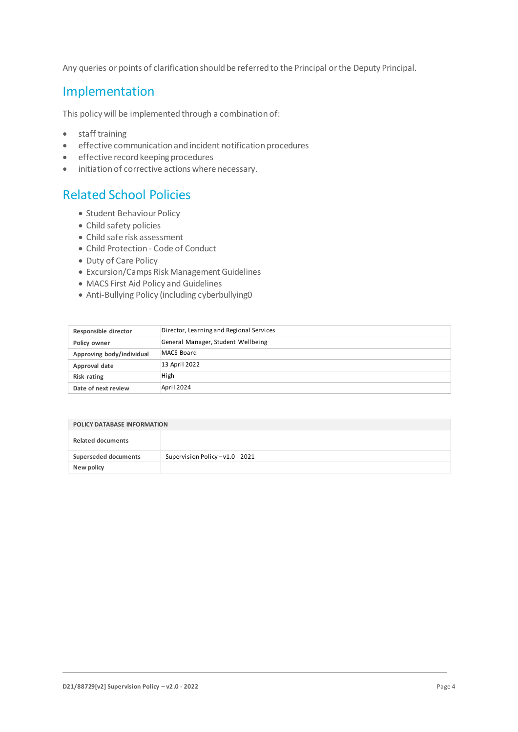Any queries or points of clarification should be referred to the Principal or the Deputy Principal.

## Implementation

This policy will be implemented through a combination of:

- staff training
- effective communication and incident notification procedures
- effective record keeping procedures
- initiation of corrective actions where necessary.

## Related School Policies

- Student Behaviour Policy
- Child safety policies
- Child safe risk assessment
- Child Protection - Code of Conduct
- Duty of Care Policy
- Excursion/Camps Risk Management Guidelines
- MACS First Aid Policy and Guidelines
- Anti-Bullying Policy (including cyberbullying0

| | |
|---|---|
| **Responsible director** | Director, Learning and Regional Services |
| **Policy owner** | General Manager, Student Wellbeing |
| **Approving body/individual** | MACS Board |
| **Approval date** | 13 April 2022 |
| **Risk rating** | High |
| **Date of next review** | April 2024 |

| **POLICY DATABASE INFORMATION** | |
|---|---|
| **Related documents** | |
| **Superseded documents** | Supervision Policy – v1.0 - 2021 |
| **New policy** | |